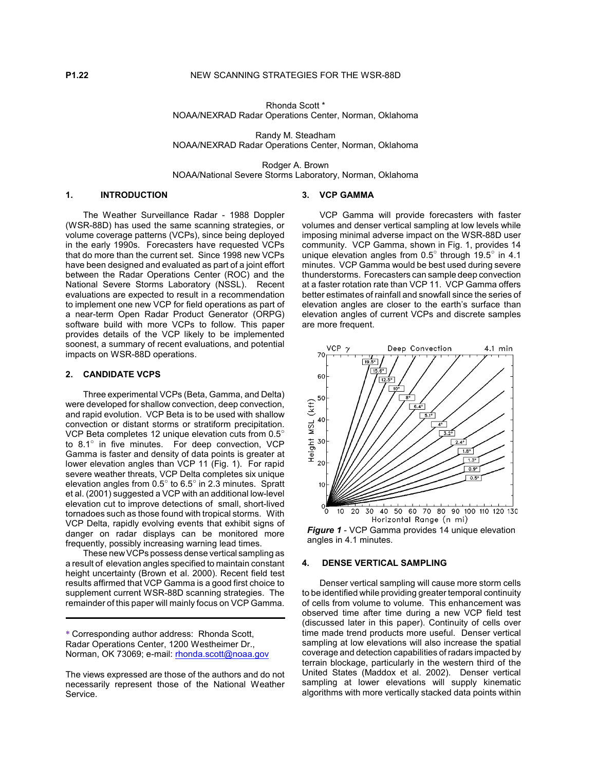**P1.22**

# NEW SCANNING STRATEGIES FOR THE WSR-88D

Rhonda Scott *
NOAA/NEXRAD Radar Operations Center, Norman, Oklahoma

Randy M. Steadham
NOAA/NEXRAD Radar Operations Center, Norman, Oklahoma

Rodger A. Brown
NOAA/National Severe Storms Laboratory, Norman, Oklahoma

## 1. INTRODUCTION

The Weather Surveillance Radar - 1988 Doppler (WSR-88D) has used the same scanning strategies, or volume coverage patterns (VCPs), since being deployed in the early 1990s. Forecasters have requested VCPs that do more than the current set. Since 1998 new VCPs have been designed and evaluated as part of a joint effort between the Radar Operations Center (ROC) and the National Severe Storms Laboratory (NSSL). Recent evaluations are expected to result in a recommendation to implement one new VCP for field operations as part of a near-term Open Radar Product Generator (ORPG) software build with more VCPs to follow. This paper provides details of the VCP likely to be implemented soonest, a summary of recent evaluations, and potential impacts on WSR-88D operations.

## 2. CANDIDATE VCPS

Three experimental VCPs (Beta, Gamma, and Delta) were developed for shallow convection, deep convection, and rapid evolution. VCP Beta is to be used with shallow convection or distant storms or stratiform precipitation. VCP Beta completes 12 unique elevation cuts from 0.5° to 8.1° in five minutes. For deep convection, VCP Gamma is faster and density of data points is greater at lower elevation angles than VCP 11 (Fig. 1). For rapid severe weather threats, VCP Delta completes six unique elevation angles from 0.5° to 6.5° in 2.3 minutes. Spratt et al. (2001) suggested a VCP with an additional low-level elevation cut to improve detections of small, short-lived tornadoes such as those found with tropical storms. With VCP Delta, rapidly evolving events that exhibit signs of danger on radar displays can be monitored more frequently, possibly increasing warning lead times.

These new VCPs possess dense vertical sampling as a result of elevation angles specified to maintain constant height uncertainty (Brown et al. 2000). Recent field test results affirmed that VCP Gamma is a good first choice to supplement current WSR-88D scanning strategies. The remainder of this paper will mainly focus on VCP Gamma.

---

\* Corresponding author address: Rhonda Scott, Radar Operations Center, 1200 Westheimer Dr., Norman, OK 73069; e-mail: rhonda.scott@noaa.gov

The views expressed are those of the authors and do not necessarily represent those of the National Weather Service.

## 3. VCP GAMMA

VCP Gamma will provide forecasters with faster volumes and denser vertical sampling at low levels while imposing minimal adverse impact on the WSR-88D user community. VCP Gamma, shown in Fig. 1, provides 14 unique elevation angles from 0.5° through 19.5° in 4.1 minutes. VCP Gamma would be best used during severe thunderstorms. Forecasters can sample deep convection at a faster rotation rate than VCP 11. VCP Gamma offers better estimates of rainfall and snowfall since the series of elevation angles are closer to the earth's surface than elevation angles of current VCPs and discrete samples are more frequent.

***Figure 1*** - VCP Gamma provides 14 unique elevation angles in 4.1 minutes.

## 4. DENSE VERTICAL SAMPLING

Denser vertical sampling will cause more storm cells to be identified while providing greater temporal continuity of cells from volume to volume. This enhancement was observed time after time during a new VCP field test (discussed later in this paper). Continuity of cells over time made trend products more useful. Denser vertical sampling at low elevations will also increase the spatial coverage and detection capabilities of radars impacted by terrain blockage, particularly in the western third of the United States (Maddox et al. 2002). Denser vertical sampling at lower elevations will supply kinematic algorithms with more vertically stacked data points within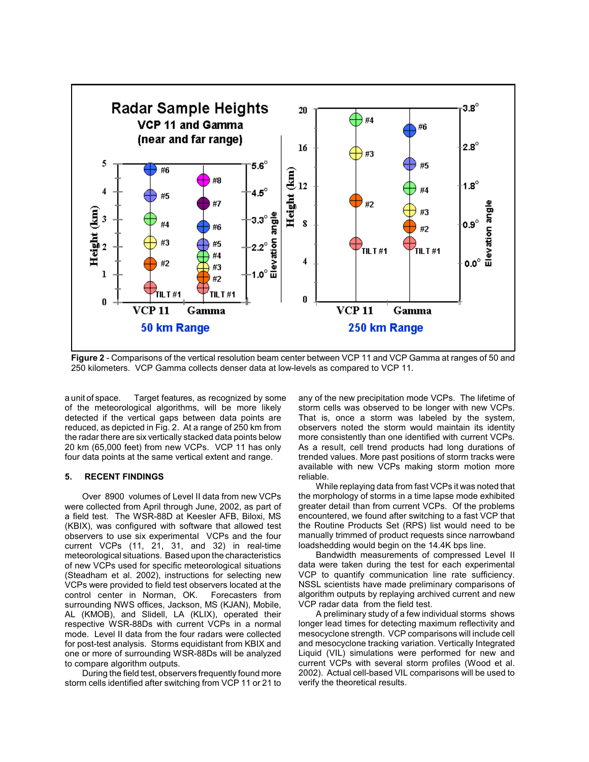**Figure 2** - Comparisons of the vertical resolution beam center between VCP 11 and VCP Gamma at ranges of 50 and 250 kilometers. VCP Gamma collects denser data at low-levels as compared to VCP 11.

a unit of space. Target features, as recognized by some of the meteorological algorithms, will be more likely detected if the vertical gaps between data points are reduced, as depicted in Fig. 2. At a range of 250 km from the radar there are six vertically stacked data points below 20 km (65,000 feet) from new VCPs. VCP 11 has only four data points at the same vertical extent and range.

## 5. RECENT FINDINGS

Over 8900 volumes of Level II data from new VCPs were collected from April through June, 2002, as part of a field test. The WSR-88D at Keesler AFB, Biloxi, MS (KBIX), was configured with software that allowed test observers to use six experimental VCPs and the four current VCPs (11, 21, 31, and 32) in real-time meteorological situations. Based upon the characteristics of new VCPs used for specific meteorological situations (Steadham et al. 2002), instructions for selecting new VCPs were provided to field test observers located at the control center in Norman, OK. Forecasters from surrounding NWS offices, Jackson, MS (KJAN), Mobile, AL (KMOB), and Slidell, LA (KLIX), operated their respective WSR-88Ds with current VCPs in a normal mode. Level II data from the four radars were collected for post-test analysis. Storms equidistant from KBIX and one or more of surrounding WSR-88Ds will be analyzed to compare algorithm outputs.

During the field test, observers frequently found more storm cells identified after switching from VCP 11 or 21 to any of the new precipitation mode VCPs. The lifetime of storm cells was observed to be longer with new VCPs. That is, once a storm was labeled by the system, observers noted the storm would maintain its identity more consistently than one identified with current VCPs. As a result, cell trend products had long durations of trended values. More past positions of storm tracks were available with new VCPs making storm motion more reliable.

While replaying data from fast VCPs it was noted that the morphology of storms in a time lapse mode exhibited greater detail than from current VCPs. Of the problems encountered, we found after switching to a fast VCP that the Routine Products Set (RPS) list would need to be manually trimmed of product requests since narrowband loadshedding would begin on the 14.4K bps line.

Bandwidth measurements of compressed Level II data were taken during the test for each experimental VCP to quantify communication line rate sufficiency. NSSL scientists have made preliminary comparisons of algorithm outputs by replaying archived current and new VCP radar data from the field test.

A preliminary study of a few individual storms shows longer lead times for detecting maximum reflectivity and mesocyclone strength. VCP comparisons will include cell and mesocyclone tracking variation. Vertically Integrated Liquid (VIL) simulations were performed for new and current VCPs with several storm profiles (Wood et al. 2002). Actual cell-based VIL comparisons will be used to verify the theoretical results.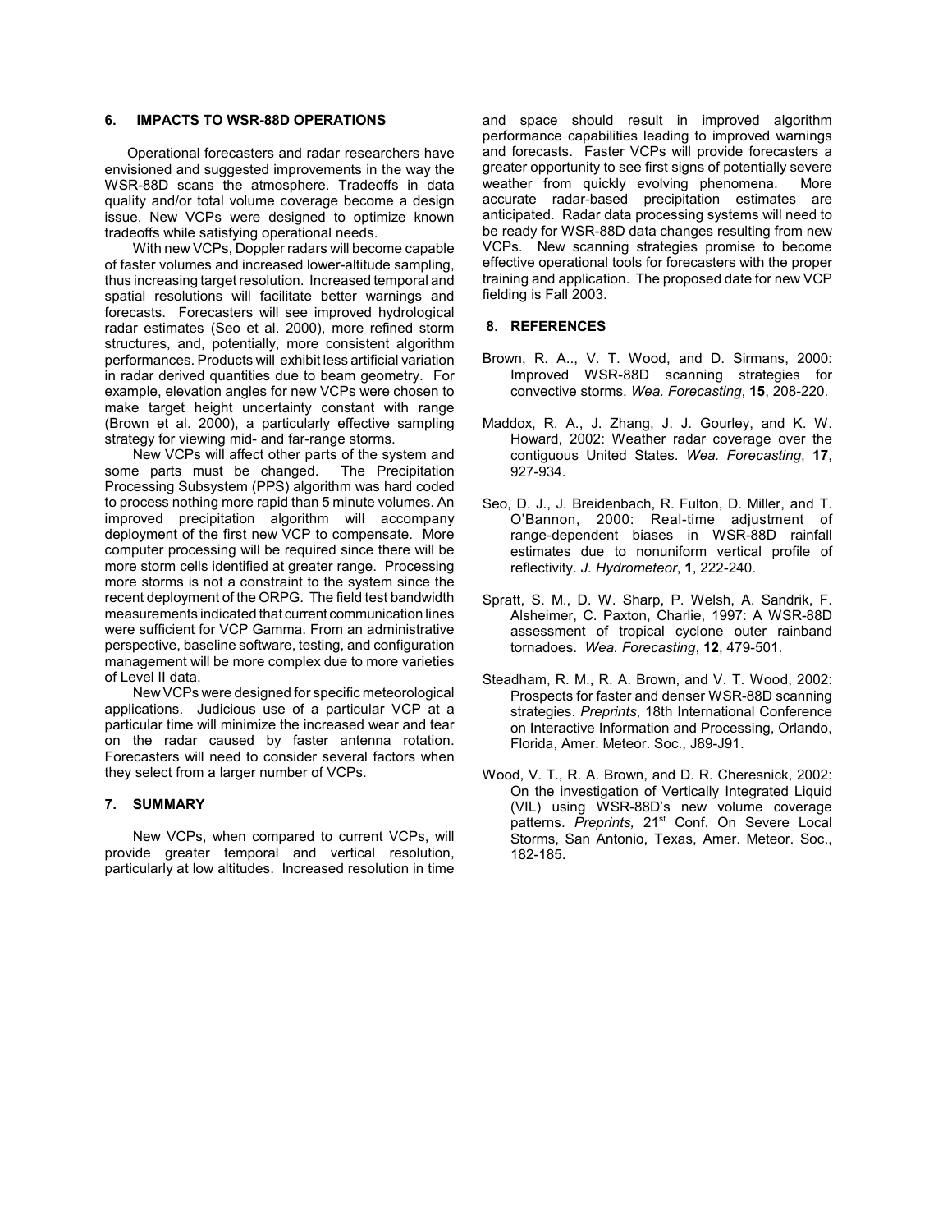## 6. IMPACTS TO WSR-88D OPERATIONS

Operational forecasters and radar researchers have envisioned and suggested improvements in the way the WSR-88D scans the atmosphere. Tradeoffs in data quality and/or total volume coverage become a design issue. New VCPs were designed to optimize known tradeoffs while satisfying operational needs.

With new VCPs, Doppler radars will become capable of faster volumes and increased lower-altitude sampling, thus increasing target resolution. Increased temporal and spatial resolutions will facilitate better warnings and forecasts. Forecasters will see improved hydrological radar estimates (Seo et al. 2000), more refined storm structures, and, potentially, more consistent algorithm performances. Products will exhibit less artificial variation in radar derived quantities due to beam geometry. For example, elevation angles for new VCPs were chosen to make target height uncertainty constant with range (Brown et al. 2000), a particularly effective sampling strategy for viewing mid- and far-range storms.

New VCPs will affect other parts of the system and some parts must be changed. The Precipitation Processing Subsystem (PPS) algorithm was hard coded to process nothing more rapid than 5 minute volumes. An improved precipitation algorithm will accompany deployment of the first new VCP to compensate. More computer processing will be required since there will be more storm cells identified at greater range. Processing more storms is not a constraint to the system since the recent deployment of the ORPG. The field test bandwidth measurements indicated that current communication lines were sufficient for VCP Gamma. From an administrative perspective, baseline software, testing, and configuration management will be more complex due to more varieties of Level II data.

New VCPs were designed for specific meteorological applications. Judicious use of a particular VCP at a particular time will minimize the increased wear and tear on the radar caused by faster antenna rotation. Forecasters will need to consider several factors when they select from a larger number of VCPs.

## 7. SUMMARY

New VCPs, when compared to current VCPs, will provide greater temporal and vertical resolution, particularly at low altitudes. Increased resolution in time and space should result in improved algorithm performance capabilities leading to improved warnings and forecasts. Faster VCPs will provide forecasters a greater opportunity to see first signs of potentially severe weather from quickly evolving phenomena. More accurate radar-based precipitation estimates are anticipated. Radar data processing systems will need to be ready for WSR-88D data changes resulting from new VCPs. New scanning strategies promise to become effective operational tools for forecasters with the proper training and application. The proposed date for new VCP fielding is Fall 2003.

## 8. REFERENCES

Brown, R. A.., V. T. Wood, and D. Sirmans, 2000: Improved WSR-88D scanning strategies for convective storms. *Wea. Forecasting*, **15**, 208-220.

Maddox, R. A., J. Zhang, J. J. Gourley, and K. W. Howard, 2002: Weather radar coverage over the contiguous United States. *Wea. Forecasting*, **17**, 927-934.

Seo, D. J., J. Breidenbach, R. Fulton, D. Miller, and T. O'Bannon, 2000: Real-time adjustment of range-dependent biases in WSR-88D rainfall estimates due to nonuniform vertical profile of reflectivity. *J. Hydrometeor*, **1**, 222-240.

Spratt, S. M., D. W. Sharp, P. Welsh, A. Sandrik, F. Alsheimer, C. Paxton, Charlie, 1997: A WSR-88D assessment of tropical cyclone outer rainband tornadoes. *Wea. Forecasting*, **12**, 479-501.

Steadham, R. M., R. A. Brown, and V. T. Wood, 2002: Prospects for faster and denser WSR-88D scanning strategies. *Preprints*, 18th International Conference on Interactive Information and Processing, Orlando, Florida, Amer. Meteor. Soc., J89-J91.

Wood, V. T., R. A. Brown, and D. R. Cheresnick, 2002: On the investigation of Vertically Integrated Liquid (VIL) using WSR-88D's new volume coverage patterns. *Preprints,* 21st Conf. On Severe Local Storms, San Antonio, Texas, Amer. Meteor. Soc., 182-185.